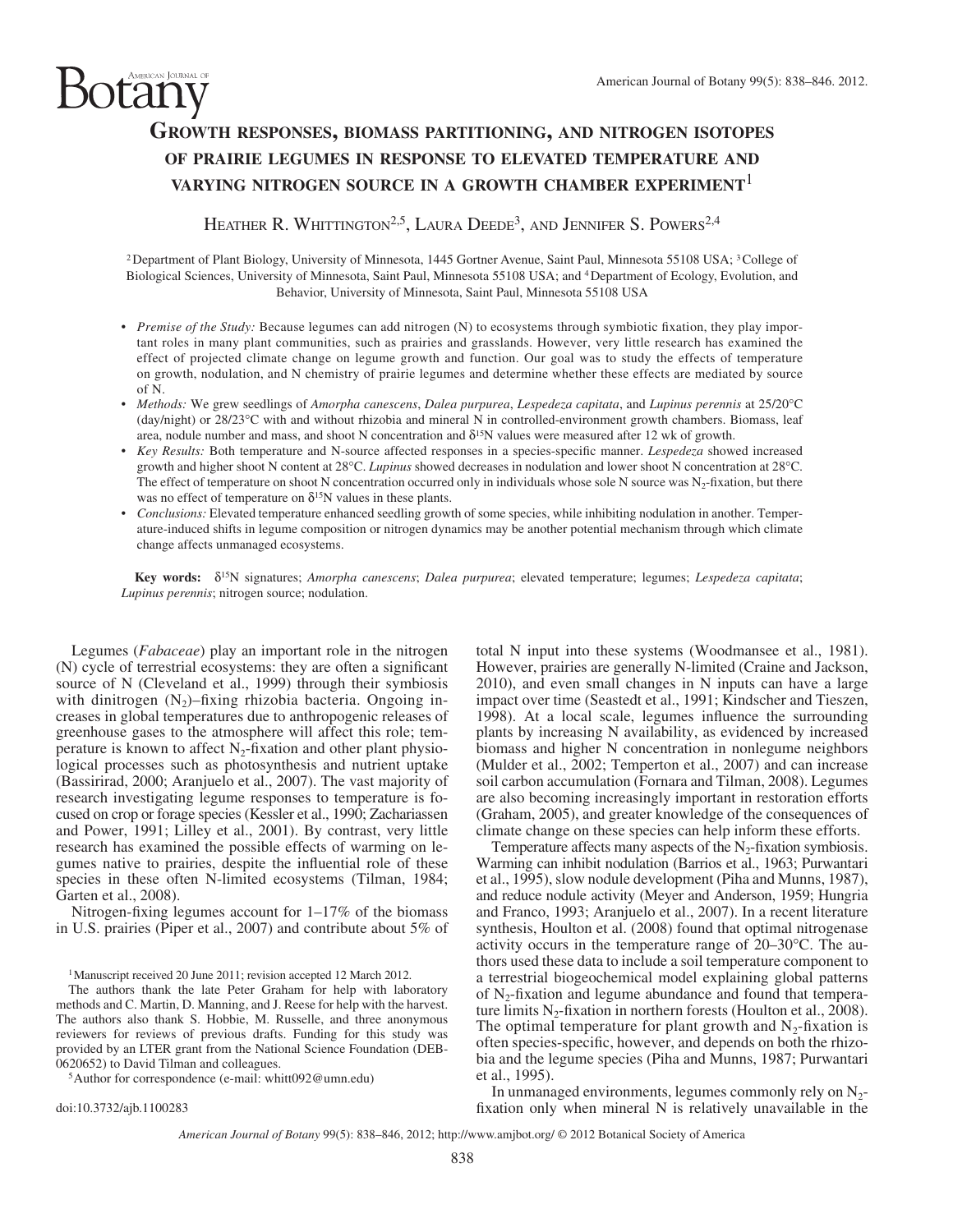# Growth responses, biomass partitioning, and nitrogen isotopes of prairie legumes in response to elevated temperature and varying nitrogen source in a growth chamber experiment[1]

Heather R. Whittington[2,5], Laura Deede[3], and Jennifer S. Powers[2,4]

[2] Department of Plant Biology, University of Minnesota, 1445 Gortner Avenue, Saint Paul, Minnesota 55108 USA; [3] College of Biological Sciences, University of Minnesota, Saint Paul, Minnesota 55108 USA; and [4] Department of Ecology, Evolution, and Behavior, University of Minnesota, Saint Paul, Minnesota 55108 USA

- *Premise of the Study:* Because legumes can add nitrogen (N) to ecosystems through symbiotic fixation, they play important roles in many plant communities, such as prairies and grasslands. However, very little research has examined the effect of projected climate change on legume growth and function. Our goal was to study the effects of temperature on growth, nodulation, and N chemistry of prairie legumes and determine whether these effects are mediated by source of N.
- *Methods:* We grew seedlings of *Amorpha canescens*, *Dalea purpurea*, *Lespedeza capitata*, and *Lupinus perennis* at 25/20°C (day/night) or 28/23°C with and without rhizobia and mineral N in controlled-environment growth chambers. Biomass, leaf area, nodule number and mass, and shoot N concentration and $\delta^{15}N$ values were measured after 12 wk of growth.
- *Key Results:* Both temperature and N-source affected responses in a species-specific manner. *Lespedeza* showed increased growth and higher shoot N content at 28°C. *Lupinus* showed decreases in nodulation and lower shoot N concentration at 28°C. The effect of temperature on shoot N concentration occurred only in individuals whose sole N source was $N_2$-fixation, but there was no effect of temperature on $\delta^{15}N$ values in these plants.
- *Conclusions:* Elevated temperature enhanced seedling growth of some species, while inhibiting nodulation in another. Temperature-induced shifts in legume composition or nitrogen dynamics may be another potential mechanism through which climate change affects unmanaged ecosystems.

**Key words:** $\delta^{15}N$ signatures; *Amorpha canescens*; *Dalea purpurea*; elevated temperature; legumes; *Lespedeza capitata*; *Lupinus perennis*; nitrogen source; nodulation.

Legumes (*Fabaceae*) play an important role in the nitrogen (N) cycle of terrestrial ecosystems: they are often a significant source of N (Cleveland et al., 1999) through their symbiosis with dinitrogen ($N_2$)–fixing rhizobia bacteria. Ongoing increases in global temperatures due to anthropogenic releases of greenhouse gases to the atmosphere will affect this role; temperature is known to affect $N_2$-fixation and other plant physiological processes such as photosynthesis and nutrient uptake (Bassirirad, 2000; Aranjuelo et al., 2007). The vast majority of research investigating legume responses to temperature is focused on crop or forage species (Kessler et al., 1990; Zachariassen and Power, 1991; Lilley et al., 2001). By contrast, very little research has examined the possible effects of warming on legumes native to prairies, despite the influential role of these species in these often N-limited ecosystems (Tilman, 1984; Garten et al., 2008).

Nitrogen-fixing legumes account for 1–17% of the biomass in U.S. prairies (Piper et al., 2007) and contribute about 5% of total N input into these systems (Woodmansee et al., 1981). However, prairies are generally N-limited (Craine and Jackson, 2010), and even small changes in N inputs can have a large impact over time (Seastedt et al., 1991; Kindscher and Tieszen, 1998). At a local scale, legumes influence the surrounding plants by increasing N availability, as evidenced by increased biomass and higher N concentration in nonlegume neighbors (Mulder et al., 2002; Temperton et al., 2007) and can increase soil carbon accumulation (Fornara and Tilman, 2008). Legumes are also becoming increasingly important in restoration efforts (Graham, 2005), and greater knowledge of the consequences of climate change on these species can help inform these efforts.

Temperature affects many aspects of the $N_2$-fixation symbiosis. Warming can inhibit nodulation (Barrios et al., 1963; Purwantari et al., 1995), slow nodule development (Piha and Munns, 1987), and reduce nodule activity (Meyer and Anderson, 1959; Hungria and Franco, 1993; Aranjuelo et al., 2007). In a recent literature synthesis, Houlton et al. (2008) found that optimal nitrogenase activity occurs in the temperature range of 20–30°C. The authors used these data to include a soil temperature component to a terrestrial biogeochemical model explaining global patterns of $N_2$-fixation and legume abundance and found that temperature limits $N_2$-fixation in northern forests (Houlton et al., 2008). The optimal temperature for plant growth and $N_2$-fixation is often species-specific, however, and depends on both the rhizobia and the legume species (Piha and Munns, 1987; Purwantari et al., 1995).

In unmanaged environments, legumes commonly rely on $N_2$-fixation only when mineral N is relatively unavailable in the

[1] Manuscript received 20 June 2011; revision accepted 12 March 2012.

The authors thank the late Peter Graham for help with laboratory methods and C. Martin, D. Manning, and J. Reese for help with the harvest. The authors also thank S. Hobbie, M. Russelle, and three anonymous reviewers for reviews of previous drafts. Funding for this study was provided by an LTER grant from the National Science Foundation (DEB-0620652) to David Tilman and colleagues.

[5] Author for correspondence (e-mail: whitt092@umn.edu)

doi:10.3732/ajb.1100283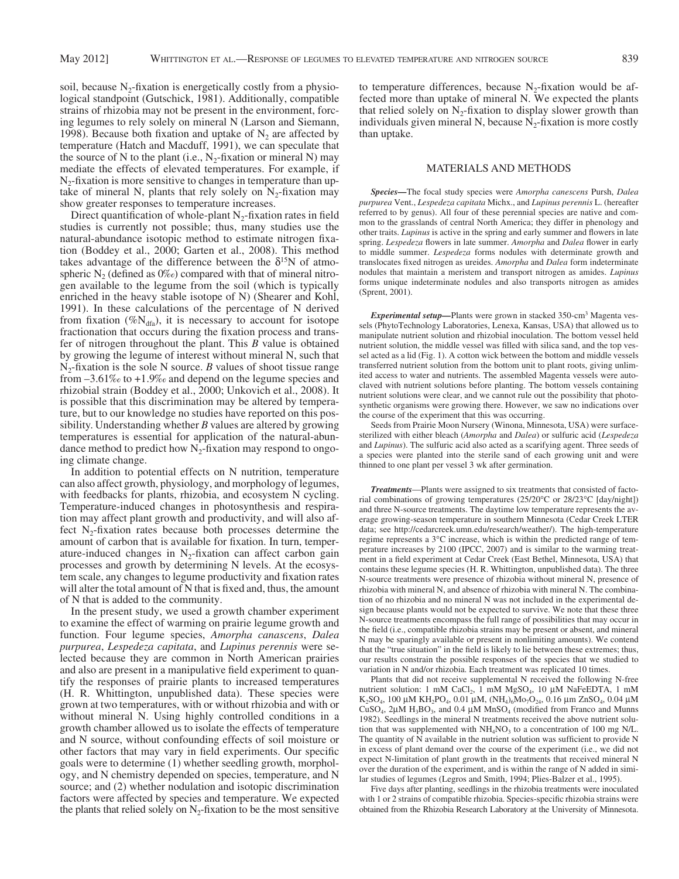soil, because $N_2$-fixation is energetically costly from a physiological standpoint (Gutschick, 1981). Additionally, compatible strains of rhizobia may not be present in the environment, forcing legumes to rely solely on mineral N (Larson and Siemann, 1998). Because both fixation and uptake of $N_2$ are affected by temperature (Hatch and Macduff, 1991), we can speculate that the source of N to the plant (i.e., $N_2$-fixation or mineral N) may mediate the effects of elevated temperatures. For example, if $N_2$-fixation is more sensitive to changes in temperature than uptake of mineral N, plants that rely solely on $N_2$-fixation may show greater responses to temperature increases.

Direct quantification of whole-plant $N_2$-fixation rates in field studies is currently not possible; thus, many studies use the natural-abundance isotopic method to estimate nitrogen fixation (Boddey et al., 2000; Garten et al., 2008). This method takes advantage of the difference between the $\delta^{15}N$ of atmospheric $N_2$ (defined as 0‰) compared with that of mineral nitrogen available to the legume from the soil (which is typically enriched in the heavy stable isotope of N) (Shearer and Kohl, 1991). In these calculations of the percentage of N derived from fixation ($\%N_{dfa}$), it is necessary to account for isotope fractionation that occurs during the fixation process and transfer of nitrogen throughout the plant. This *B* value is obtained by growing the legume of interest without mineral N, such that $N_2$-fixation is the sole N source. *B* values of shoot tissue range from –3.61‰ to +1.9‰ and depend on the legume species and rhizobial strain (Boddey et al., 2000; Unkovich et al., 2008). It is possible that this discrimination may be altered by temperature, but to our knowledge no studies have reported on this possibility. Understanding whether *B* values are altered by growing temperatures is essential for application of the natural-abundance method to predict how $N_2$-fixation may respond to ongoing climate change.

In addition to potential effects on N nutrition, temperature can also affect growth, physiology, and morphology of legumes, with feedbacks for plants, rhizobia, and ecosystem N cycling. Temperature-induced changes in photosynthesis and respiration may affect plant growth and productivity, and will also affect $N_2$-fixation rates because both processes determine the amount of carbon that is available for fixation. In turn, temperature-induced changes in $N_2$-fixation can affect carbon gain processes and growth by determining N levels. At the ecosystem scale, any changes to legume productivity and fixation rates will alter the total amount of N that is fixed and, thus, the amount of N that is added to the community.

In the present study, we used a growth chamber experiment to examine the effect of warming on prairie legume growth and function. Four legume species, *Amorpha canascens*, *Dalea purpurea*, *Lespedeza capitata*, and *Lupinus perennis* were selected because they are common in North American prairies and also are present in a manipulative field experiment to quantify the responses of prairie plants to increased temperatures (H. R. Whittington, unpublished data). These species were grown at two temperatures, with or without rhizobia and with or without mineral N. Using highly controlled conditions in a growth chamber allowed us to isolate the effects of temperature and N source, without confounding effects of soil moisture or other factors that may vary in field experiments. Our specific goals were to determine (1) whether seedling growth, morphology, and N chemistry depended on species, temperature, and N source; and (2) whether nodulation and isotopic discrimination factors were affected by species and temperature. We expected the plants that relied solely on $N_2$-fixation to be the most sensitive to temperature differences, because $N_2$-fixation would be affected more than uptake of mineral N. We expected the plants that relied solely on $N_2$-fixation to display slower growth than individuals given mineral N, because $N_2$-fixation is more costly than uptake.

## MATERIALS AND METHODS

***Species***—The focal study species were *Amorpha canescens* Pursh, *Dalea purpurea* Vent., *Lespedeza capitata* Michx., and *Lupinus perennis* L. (hereafter referred to by genus). All four of these perennial species are native and common to the grasslands of central North America; they differ in phenology and other traits. *Lupinus* is active in the spring and early summer and flowers in late spring. *Lespedeza* flowers in late summer. *Amorpha* and *Dalea* flower in early to middle summer. *Lespedeza* forms nodules with determinate growth and translocates fixed nitrogen as ureides. *Amorpha* and *Dalea* form indeterminate nodules that maintain a meristem and transport nitrogen as amides. *Lupinus* forms unique indeterminate nodules and also transports nitrogen as amides (Sprent, 2001).

***Experimental setup***—Plants were grown in stacked 350-cm$^3$ Magenta vessels (PhytoTechnology Laboratories, Lenexa, Kansas, USA) that allowed us to manipulate nutrient solution and rhizobial inoculation. The bottom vessel held nutrient solution, the middle vessel was filled with silica sand, and the top vessel acted as a lid (Fig. 1). A cotton wick between the bottom and middle vessels transferred nutrient solution from the bottom unit to plant roots, giving unlimited access to water and nutrients. The assembled Magenta vessels were autoclaved with nutrient solutions before planting. The bottom vessels containing nutrient solutions were clear, and we cannot rule out the possibility that photosynthetic organisms were growing there. However, we saw no indications over the course of the experiment that this was occurring.

Seeds from Prairie Moon Nursery (Winona, Minnesota, USA) were surface-sterilized with either bleach (*Amorpha* and *Dalea*) or sulfuric acid (*Lespedeza* and *Lupinus*). The sulfuric acid also acted as a scarifying agent. Three seeds of a species were planted into the sterile sand of each growing unit and were thinned to one plant per vessel 3 wk after germination.

***Treatments***—Plants were assigned to six treatments that consisted of factorial combinations of growing temperatures (25/20°C or 28/23°C [day/night]) and three N-source treatments. The daytime low temperature represents the average growing-season temperature in southern Minnesota (Cedar Creek LTER data; see http://cedarcreek.umn.edu/research/weather/). The high-temperature regime represents a 3°C increase, which is within the predicted range of temperature increases by 2100 (IPCC, 2007) and is similar to the warming treatment in a field experiment at Cedar Creek (East Bethel, Minnesota, USA) that contains these legume species (H. R. Whittington, unpublished data). The three N-source treatments were presence of rhizobia without mineral N, presence of rhizobia with mineral N, and absence of rhizobia with mineral N. The combination of no rhizobia and no mineral N was not included in the experimental design because plants would not be expected to survive. We note that these three N-source treatments encompass the full range of possibilities that may occur in the field (i.e., compatible rhizobia strains may be present or absent, and mineral N may be sparingly available or present in nonlimiting amounts). We contend that the "true situation" in the field is likely to lie between these extremes; thus, our results constrain the possible responses of the species that we studied to variation in N and/or rhizobia. Each treatment was replicated 10 times.

Plants that did not receive supplemental N received the following N-free nutrient solution: 1 mM $CaCl_2$, 1 mM $MgSO_4$, 10 μM NaFeEDTA, 1 mM $K_2SO_4$, 100 μM $KH_2PO_4$, 0.01 μM, $(NH_4)_6Mo_7O_{24}$, 0.16 μm $ZnSO_4$, 0.04 μM $CuSO_4$, 2μM $H_3BO_3$, and 0.4 μM $MnSO_4$ (modified from Franco and Munns 1982). Seedlings in the mineral N treatments received the above nutrient solution that was supplemented with $NH_4NO_3$ to a concentration of 100 mg N/L. The quantity of N available in the nutrient solution was sufficient to provide N in excess of plant demand over the course of the experiment (i.e., we did not expect N-limitation of plant growth in the treatments that received mineral N over the duration of the experiment, and is within the range of N added in similar studies of legumes (Legros and Smith, 1994; Plies-Balzer et al., 1995).

Five days after planting, seedlings in the rhizobia treatments were inoculated with 1 or 2 strains of compatible rhizobia. Species-specific rhizobia strains were obtained from the Rhizobia Research Laboratory at the University of Minnesota.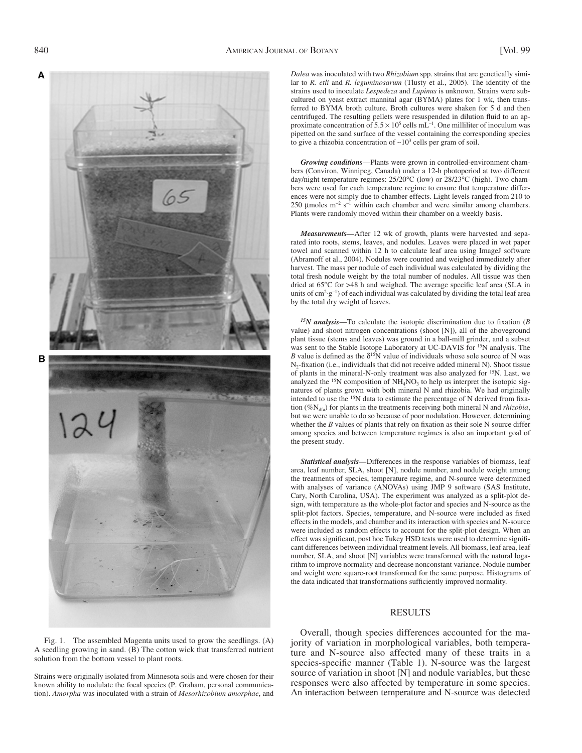Fig. 1. The assembled Magenta units used to grow the seedlings. (A) A seedling growing in sand. (B) The cotton wick that transferred nutrient solution from the bottom vessel to plant roots.

Strains were originally isolated from Minnesota soils and were chosen for their known ability to nodulate the focal species (P. Graham, personal communication). *Amorpha* was inoculated with a strain of *Mesorhizobium amorphae*, and *Dalea* was inoculated with two *Rhizobium* spp. strains that are genetically similar to *R. etli* and *R. leguminosarum* (Tlusty et al., 2005). The identity of the strains used to inoculate *Lespedeza* and *Lupinus* is unknown. Strains were subcultured on yeast extract mannital agar (BYMA) plates for 1 wk, then transferred to BYMA broth culture. Broth cultures were shaken for 5 d and then centrifuged. The resulting pellets were resuspended in dilution fluid to an approximate concentration of $5.5 \times 10^5$ cells $mL^{-1}$. One milliliter of inoculum was pipetted on the sand surface of the vessel containing the corresponding species to give a rhizobia concentration of $\sim 10^3$ cells per gram of soil.

***Growing conditions***—Plants were grown in controlled-environment chambers (Conviron, Winnipeg, Canada) under a 12-h photoperiod at two different day/night temperature regimes: 25/20°C (low) or 28/23°C (high). Two chambers were used for each temperature regime to ensure that temperature differences were not simply due to chamber effects. Light levels ranged from 210 to 250 µmoles $m^{-2}$ $s^{-1}$ within each chamber and were similar among chambers. Plants were randomly moved within their chamber on a weekly basis.

***Measurements***—After 12 wk of growth, plants were harvested and separated into roots, stems, leaves, and nodules. Leaves were placed in wet paper towel and scanned within 12 h to calculate leaf area using ImageJ software (Abramoff et al., 2004). Nodules were counted and weighed immediately after harvest. The mass per nodule of each individual was calculated by dividing the total fresh nodule weight by the total number of nodules. All tissue was then dried at 65°C for >48 h and weighed. The average specific leaf area (SLA in units of $cm^2 \cdot g^{-1}$) of each individual was calculated by dividing the total leaf area by the total dry weight of leaves.

***$^{15}N$ analysis***—To calculate the isotopic discrimination due to fixation (*B* value) and shoot nitrogen concentrations (shoot [N]), all of the aboveground plant tissue (stems and leaves) was ground in a ball-mill grinder, and a subset was sent to the Stable Isotope Laboratory at UC-DAVIS for $^{15}N$ analysis. The *B* value is defined as the $\delta^{15}N$ value of individuals whose sole source of N was $N_2$-fixation (i.e., individuals that did not receive added mineral N). Shoot tissue of plants in the mineral-N-only treatment was also analyzed for $^{15}N$. Last, we analyzed the $^{15}N$ composition of $NH_4NO_3$ to help us interpret the isotopic signatures of plants grown with both mineral N and rhizobia. We had originally intended to use the $^{15}N$ data to estimate the percentage of N derived from fixation ($\%N_{dfa}$) for plants in the treatments receiving both mineral N and *rhizobia*, but we were unable to do so because of poor nodulation. However, determining whether the *B* values of plants that rely on fixation as their sole N source differ among species and between temperature regimes is also an important goal of the present study.

***Statistical analysis***—Differences in the response variables of biomass, leaf area, leaf number, SLA, shoot [N], nodule number, and nodule weight among the treatments of species, temperature regime, and N-source were determined with analyses of variance (ANOVAs) using JMP 9 software (SAS Institute, Cary, North Carolina, USA). The experiment was analyzed as a split-plot design, with temperature as the whole-plot factor and species and N-source as the split-plot factors. Species, temperature, and N-source were included as fixed effects in the models, and chamber and its interaction with species and N-source were included as random effects to account for the split-plot design. When an effect was significant, post hoc Tukey HSD tests were used to determine significant differences between individual treatment levels. All biomass, leaf area, leaf number, SLA, and shoot [N] variables were transformed with the natural logarithm to improve normality and decrease nonconstant variance. Nodule number and weight were square-root transformed for the same purpose. Histograms of the data indicated that transformations sufficiently improved normality.

## RESULTS

Overall, though species differences accounted for the majority of variation in morphological variables, both temperature and N-source also affected many of these traits in a species-specific manner (Table 1). N-source was the largest source of variation in shoot [N] and nodule variables, but these responses were also affected by temperature in some species. An interaction between temperature and N-source was detected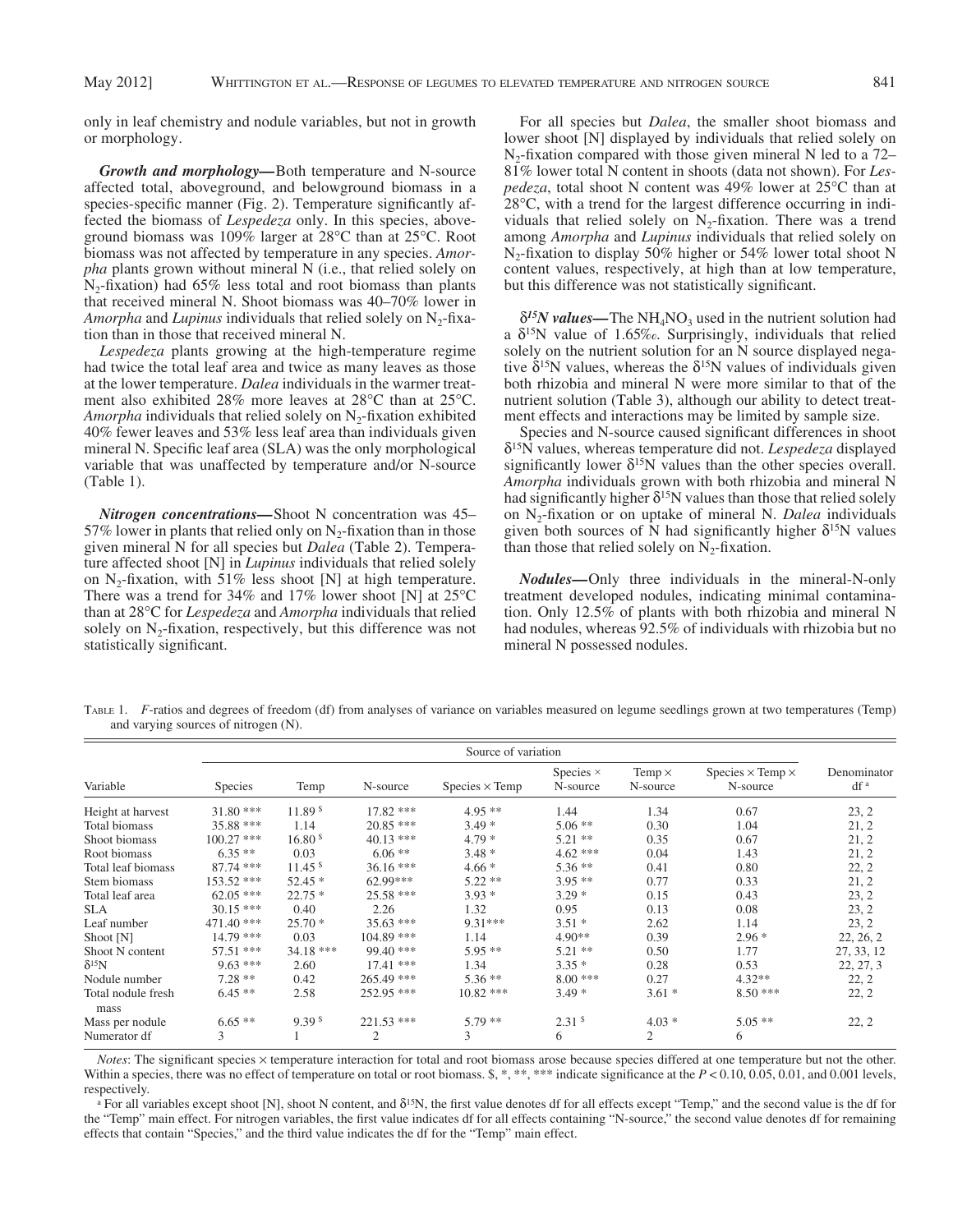only in leaf chemistry and nodule variables, but not in growth or morphology.

***Growth and morphology—*** Both temperature and N-source affected total, aboveground, and belowground biomass in a species-specific manner (Fig. 2). Temperature significantly affected the biomass of *Lespedeza* only. In this species, aboveground biomass was 109% larger at 28°C than at 25°C. Root biomass was not affected by temperature in any species. *Amorpha* plants grown without mineral N (i.e., that relied solely on $N_2$-fixation) had 65% less total and root biomass than plants that received mineral N. Shoot biomass was 40–70% lower in *Amorpha* and *Lupinus* individuals that relied solely on $N_2$-fixation than in those that received mineral N.

*Lespedeza* plants growing at the high-temperature regime had twice the total leaf area and twice as many leaves as those at the lower temperature. *Dalea* individuals in the warmer treatment also exhibited 28% more leaves at 28°C than at 25°C. *Amorpha* individuals that relied solely on $N_2$-fixation exhibited 40% fewer leaves and 53% less leaf area than individuals given mineral N. Specific leaf area (SLA) was the only morphological variable that was unaffected by temperature and/or N-source (Table 1).

***Nitrogen concentrations—*** Shoot N concentration was 45–57% lower in plants that relied only on $N_2$-fixation than in those given mineral N for all species but *Dalea* (Table 2). Temperature affected shoot [N] in *Lupinus* individuals that relied solely on $N_2$-fixation, with 51% less shoot [N] at high temperature. There was a trend for 34% and 17% lower shoot [N] at 25°C than at 28°C for *Lespedeza* and *Amorpha* individuals that relied solely on $N_2$-fixation, respectively, but this difference was not statistically significant.

For all species but *Dalea*, the smaller shoot biomass and lower shoot [N] displayed by individuals that relied solely on $N_2$-fixation compared with those given mineral N led to a 72–81% lower total N content in shoots (data not shown). For *Lespedeza*, total shoot N content was 49% lower at 25°C than at 28°C, with a trend for the largest difference occurring in individuals that relied solely on $N_2$-fixation. There was a trend among *Amorpha* and *Lupinus* individuals that relied solely on $N_2$-fixation to display 50% higher or 54% lower total shoot N content values, respectively, at high than at low temperature, but this difference was not statistically significant.

***$\delta^{15}N$ values—*** The $NH_4NO_3$ used in the nutrient solution had a $\delta^{15}N$ value of 1.65‰. Surprisingly, individuals that relied solely on the nutrient solution for an N source displayed negative $\delta^{15}N$ values, whereas the $\delta^{15}N$ values of individuals given both rhizobia and mineral N were more similar to that of the nutrient solution (Table 3), although our ability to detect treatment effects and interactions may be limited by sample size.

Species and N-source caused significant differences in shoot $\delta^{15}N$ values, whereas temperature did not. *Lespedeza* displayed significantly lower $\delta^{15}N$ values than the other species overall. *Amorpha* individuals grown with both rhizobia and mineral N had significantly higher $\delta^{15}N$ values than those that relied solely on $N_2$-fixation or on uptake of mineral N. *Dalea* individuals given both sources of N had significantly higher $\delta^{15}N$ values than those that relied solely on $N_2$-fixation.

***Nodules—*** Only three individuals in the mineral-N-only treatment developed nodules, indicating minimal contamination. Only 12.5% of plants with both rhizobia and mineral N had nodules, whereas 92.5% of individuals with rhizobia but no mineral N possessed nodules.

Table 1. *F*-ratios and degrees of freedom (df) from analyses of variance on variables measured on legume seedlings grown at two temperatures (Temp) and varying sources of nitrogen (N).

| Variable | Source of variation | | | | | | | Denominator df [a] |
|---|---|---|---|---|---|---|---|---|
| | Species | Temp | N-source | Species × Temp | Species × N-source | Temp × N-source | Species × Temp × N-source | |
| Height at harvest | 31.80 *** | 11.89 $ | 17.82 *** | 4.95 ** | 1.44 | 1.34 | 0.67 | 23, 2 |
| Total biomass | 35.88 *** | 1.14 | 20.85 *** | 3.49 * | 5.06 ** | 0.30 | 1.04 | 21, 2 |
| Shoot biomass | 100.27 *** | 16.80 $ | 40.13 *** | 4.79 * | 5.21 ** | 0.35 | 0.67 | 21, 2 |
| Root biomass | 6.35 ** | 0.03 | 6.06 ** | 3.48 * | 4.62 *** | 0.04 | 1.43 | 21, 2 |
| Total leaf biomass | 87.74 *** | 11.45 $ | 36.16 *** | 4.66 * | 5.36 ** | 0.41 | 0.80 | 22, 2 |
| Stem biomass | 153.52 *** | 52.45 * | 62.99*** | 5.22 ** | 3.95 ** | 0.77 | 0.33 | 21, 2 |
| Total leaf area | 62.05 *** | 22.75 * | 25.58 *** | 3.93 * | 3.29 * | 0.15 | 0.43 | 23, 2 |
| SLA | 30.15 *** | 0.40 | 2.26 | 1.32 | 0.95 | 0.13 | 0.08 | 23, 2 |
| Leaf number | 471.40 *** | 25.70 * | 35.63 *** | 9.31*** | 3.51 * | 2.62 | 1.14 | 23, 2 |
| Shoot [N] | 14.79 *** | 0.03 | 104.89 *** | 1.14 | 4.90** | 0.39 | 2.96 * | 22, 26, 2 |
| Shoot N content | 57.51 *** | 34.18 *** | 99.40 *** | 5.95 ** | 5.21 ** | 0.50 | 1.77 | 27, 33, 12 |
| $\delta^{15}N$ | 9.63 *** | 2.60 | 17.41 *** | 1.34 | 3.35 * | 0.28 | 0.53 | 22, 27, 3 |
| Nodule number | 7.28 ** | 0.42 | 265.49 *** | 5.36 ** | 8.00 *** | 0.27 | 4.32** | 22, 2 |
| Total nodule fresh mass | 6.45 ** | 2.58 | 252.95 *** | 10.82 *** | 3.49 * | 3.61 * | 8.50 *** | 22, 2 |
| Mass per nodule | 6.65 ** | 9.39 $ | 221.53 *** | 5.79 ** | 2.31 $ | 4.03 * | 5.05 ** | 22, 2 |
| Numerator df | 3 | 1 | 2 | 3 | 6 | 2 | 6 | |

*Notes*: The significant species × temperature interaction for total and root biomass arose because species differed at one temperature but not the other. Within a species, there was no effect of temperature on total or root biomass. $, *, **, *** indicate significance at the $P < 0.10$, 0.05, 0.01, and 0.001 levels, respectively.

[a] For all variables except shoot [N], shoot N content, and $\delta^{15}N$, the first value denotes df for all effects except "Temp," and the second value is the df for the "Temp" main effect. For nitrogen variables, the first value indicates df for all effects containing "N-source," the second value denotes df for remaining effects that contain "Species," and the third value indicates the df for the "Temp" main effect.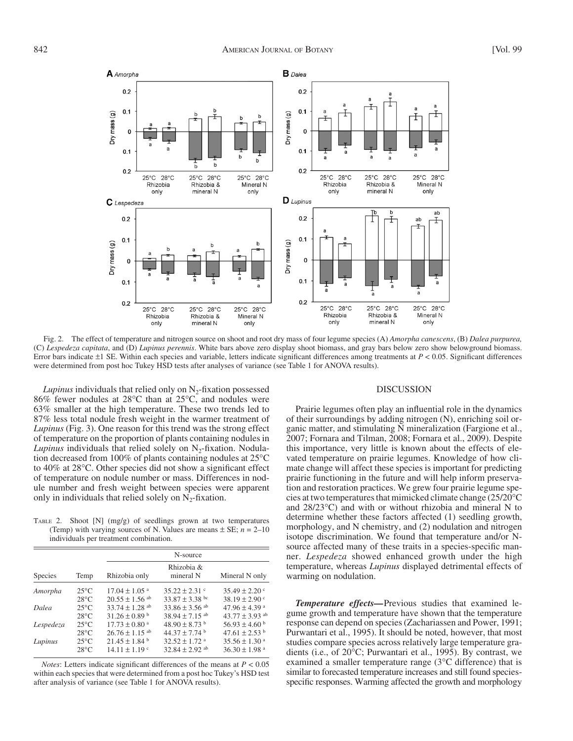Fig. 2. The effect of temperature and nitrogen source on shoot and root dry mass of four legume species (A) *Amorpha canescens*, (B) *Dalea purpurea,* (C) *Lespedeza capitata*, and (D) *Lupinus perennis*. White bars above zero display shoot biomass, and gray bars below zero show belowground biomass. Error bars indicate ±1 SE. Within each species and variable, letters indicate significant differences among treatments at $P < 0.05$. Significant differences were determined from post hoc Tukey HSD tests after analyses of variance (see Table 1 for ANOVA results).

*Lupinus* individuals that relied only on $N_2$-fixation possessed 86% fewer nodules at 28°C than at 25°C, and nodules were 63% smaller at the high temperature. These two trends led to 87% less total nodule fresh weight in the warmer treatment of *Lupinus* (Fig. 3). One reason for this trend was the strong effect of temperature on the proportion of plants containing nodules in *Lupinus* individuals that relied solely on $N_2$-fixation. Nodulation decreased from 100% of plants containing nodules at 25°C to 40% at 28°C. Other species did not show a significant effect of temperature on nodule number or mass. Differences in nodule number and fresh weight between species were apparent only in individuals that relied solely on $N_2$-fixation.

TABLE 2. Shoot [N] (mg/g) of seedlings grown at two temperatures (Temp) with varying sources of N. Values are means ± SE; $n$ = 2–10 individuals per treatment combination.

| | | N-source | | |
|---|---|---|---|---|
| Species | Temp | Rhizobia only | Rhizobia & mineral N | Mineral N only |
| *Amorpha* | 25°C | 17.04 ± 1.05 [a] | 35.22 ± 2.31 [c] | 35.49 ± 2.20 [c] |
| | 28°C | 20.55 ± 1.56 [ab] | 33.87 ± 3.38 [bc] | 38.19 ± 2.90 [c] |
| *Dalea* | 25°C | 33.74 ± 1.28 [ab] | 33.86 ± 3.56 [ab] | 47.96 ± 4.39 [a] |
| | 28°C | 31.26 ± 0.89 [b] | 38.94 ± 7.15 [ab] | 43.77 ± 3.93 [ab] |
| *Lespedeza* | 25°C | 17.73 ± 0.80 [a] | 48.90 ± 8.73 [b] | 56.93 ± 4.60 [b] |
| | 28°C | 26.76 ± 1.15 [ab] | 44.37 ± 7.74 [b] | 47.61 ± 2.53 [b] |
| *Lupinus* | 25°C | 21.45 ± 1.84 [b] | 32.52 ± 1.72 [a] | 35.56 ± 1.30 [a] |
| | 28°C | 14.11 ± 1.19 [c] | 32.84 ± 2.92 [ab] | 36.30 ± 1.98 [a] |

*Notes*: Letters indicate significant differences of the means at $P < 0.05$ within each species that were determined from a post hoc Tukey's HSD test after analysis of variance (see Table 1 for ANOVA results).

## DISCUSSION

Prairie legumes often play an influential role in the dynamics of their surroundings by adding nitrogen (N), enriching soil organic matter, and stimulating N mineralization (Fargione et al., 2007; Fornara and Tilman, 2008; Fornara et al., 2009). Despite this importance, very little is known about the effects of elevated temperature on prairie legumes. Knowledge of how climate change will affect these species is important for predicting prairie functioning in the future and will help inform preservation and restoration practices. We grew four prairie legume species at two temperatures that mimicked climate change (25/20°C and 28/23°C) and with or without rhizobia and mineral N to determine whether these factors affected (1) seedling growth, morphology, and N chemistry, and (2) nodulation and nitrogen isotope discrimination. We found that temperature and/or N-source affected many of these traits in a species-specific manner. *Lespedeza* showed enhanced growth under the high temperature, whereas *Lupinus* displayed detrimental effects of warming on nodulation.

***Temperature effects—***Previous studies that examined legume growth and temperature have shown that the temperature response can depend on species (Zachariassen and Power, 1991; Purwantari et al., 1995). It should be noted, however, that most studies compare species across relatively large temperature gradients (i.e., of 20°C; Purwantari et al., 1995). By contrast, we examined a smaller temperature range (3°C difference) that is similar to forecasted temperature increases and still found species-specific responses. Warming affected the growth and morphology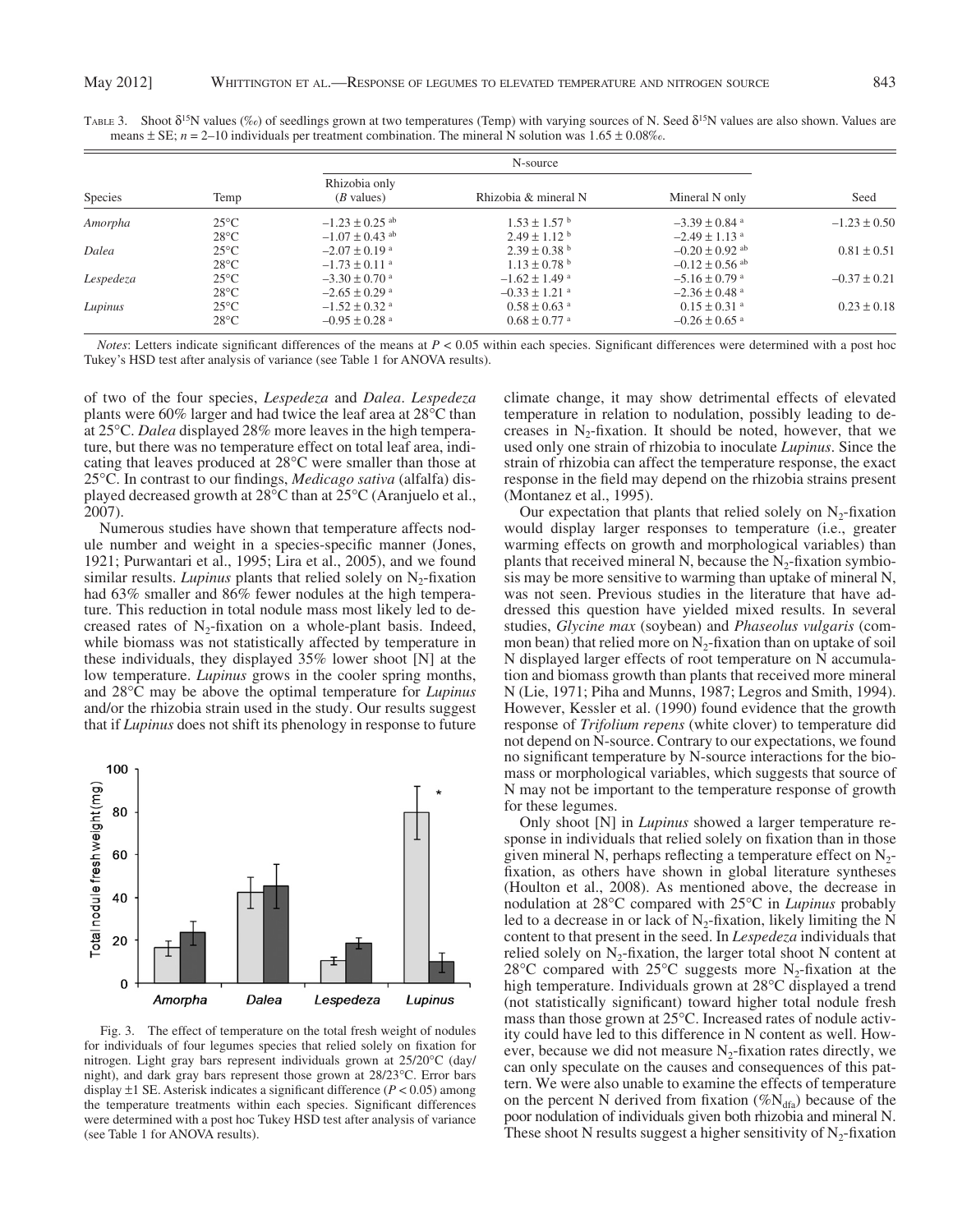Table 3. Shoot $\delta^{15}N$ values (‰) of seedlings grown at two temperatures (Temp) with varying sources of N. Seed $\delta^{15}N$ values are also shown. Values are means ± SE; $n$ = 2–10 individuals per treatment combination. The mineral N solution was 1.65 ± 0.08‰.

| Species | Temp | N-source | | | Seed |
|---|---|---|---|---|---|
| | | Rhizobia only (*B* values) | Rhizobia & mineral N | Mineral N only | |
| *Amorpha* | 25°C | −1.23 ± 0.25 [ab] | 1.53 ± 1.57 [b] | −3.39 ± 0.84 [a] | −1.23 ± 0.50 |
| | 28°C | −1.07 ± 0.43 [ab] | 2.49 ± 1.12 [b] | −2.49 ± 1.13 [a] | |
| *Dalea* | 25°C | −2.07 ± 0.19 [a] | 2.39 ± 0.38 [b] | −0.20 ± 0.92 [ab] | 0.81 ± 0.51 |
| | 28°C | −1.73 ± 0.11 [a] | 1.13 ± 0.78 [b] | −0.12 ± 0.56 [ab] | |
| *Lespedeza* | 25°C | −3.30 ± 0.70 [a] | −1.62 ± 1.49 [a] | −5.16 ± 0.79 [a] | −0.37 ± 0.21 |
| | 28°C | −2.65 ± 0.29 [a] | −0.33 ± 1.21 [a] | −2.36 ± 0.48 [a] | |
| *Lupinus* | 25°C | −1.52 ± 0.32 [a] | 0.58 ± 0.63 [a] | 0.15 ± 0.31 [a] | 0.23 ± 0.18 |
| | 28°C | −0.95 ± 0.28 [a] | 0.68 ± 0.77 [a] | −0.26 ± 0.65 [a] | |

*Notes*: Letters indicate significant differences of the means at $P < 0.05$ within each species. Significant differences were determined with a post hoc Tukey's HSD test after analysis of variance (see Table 1 for ANOVA results).

of two of the four species, *Lespedeza* and *Dalea*. *Lespedeza* plants were 60% larger and had twice the leaf area at 28°C than at 25°C. *Dalea* displayed 28% more leaves in the high temperature, but there was no temperature effect on total leaf area, indicating that leaves produced at 28°C were smaller than those at 25°C. In contrast to our findings, *Medicago sativa* (alfalfa) displayed decreased growth at 28°C than at 25°C (Aranjuelo et al., 2007).

Numerous studies have shown that temperature affects nodule number and weight in a species-specific manner (Jones, 1921; Purwantari et al., 1995; Lira et al., 2005), and we found similar results. *Lupinus* plants that relied solely on $N_2$-fixation had 63% smaller and 86% fewer nodules at the high temperature. This reduction in total nodule mass most likely led to decreased rates of $N_2$-fixation on a whole-plant basis. Indeed, while biomass was not statistically affected by temperature in these individuals, they displayed 35% lower shoot [N] at the low temperature. *Lupinus* grows in the cooler spring months, and 28°C may be above the optimal temperature for *Lupinus* and/or the rhizobia strain used in the study. Our results suggest that if *Lupinus* does not shift its phenology in response to future climate change, it may show detrimental effects of elevated temperature in relation to nodulation, possibly leading to decreases in $N_2$-fixation. It should be noted, however, that we used only one strain of rhizobia to inoculate *Lupinus*. Since the strain of rhizobia can affect the temperature response, the exact response in the field may depend on the rhizobia strains present (Montanez et al., 1995).

Fig. 3. The effect of temperature on the total fresh weight of nodules for individuals of four legumes species that relied solely on fixation for nitrogen. Light gray bars represent individuals grown at 25/20°C (day/night), and dark gray bars represent those grown at 28/23°C. Error bars display ±1 SE. Asterisk indicates a significant difference ($P < 0.05$) among the temperature treatments within each species. Significant differences were determined with a post hoc Tukey HSD test after analysis of variance (see Table 1 for ANOVA results).

Our expectation that plants that relied solely on $N_2$-fixation would display larger responses to temperature (i.e., greater warming effects on growth and morphological variables) than plants that received mineral N, because the $N_2$-fixation symbiosis may be more sensitive to warming than uptake of mineral N, was not seen. Previous studies in the literature that have addressed this question have yielded mixed results. In several studies, *Glycine max* (soybean) and *Phaseolus vulgaris* (common bean) that relied more on $N_2$-fixation than on uptake of soil N displayed larger effects of root temperature on N accumulation and biomass growth than plants that received more mineral N (Lie, 1971; Piha and Munns, 1987; Legros and Smith, 1994). However, Kessler et al. (1990) found evidence that the growth response of *Trifolium repens* (white clover) to temperature did not depend on N-source. Contrary to our expectations, we found no significant temperature by N-source interactions for the biomass or morphological variables, which suggests that source of N may not be important to the temperature response of growth for these legumes.

Only shoot [N] in *Lupinus* showed a larger temperature response in individuals that relied solely on fixation than in those given mineral N, perhaps reflecting a temperature effect on $N_2$-fixation, as others have shown in global literature syntheses (Houlton et al., 2008). As mentioned above, the decrease in nodulation at 28°C compared with 25°C in *Lupinus* probably led to a decrease in or lack of $N_2$-fixation, likely limiting the N content to that present in the seed. In *Lespedeza* individuals that relied solely on $N_2$-fixation, the larger total shoot N content at 28°C compared with 25°C suggests more $N_2$-fixation at the high temperature. Individuals grown at 28°C displayed a trend (not statistically significant) toward higher total nodule fresh mass than those grown at 25°C. Increased rates of nodule activity could have led to this difference in N content as well. However, because we did not measure $N_2$-fixation rates directly, we can only speculate on the causes and consequences of this pattern. We were also unable to examine the effects of temperature on the percent N derived from fixation (%$N_{dfa}$) because of the poor nodulation of individuals given both rhizobia and mineral N. These shoot N results suggest a higher sensitivity of $N_2$-fixation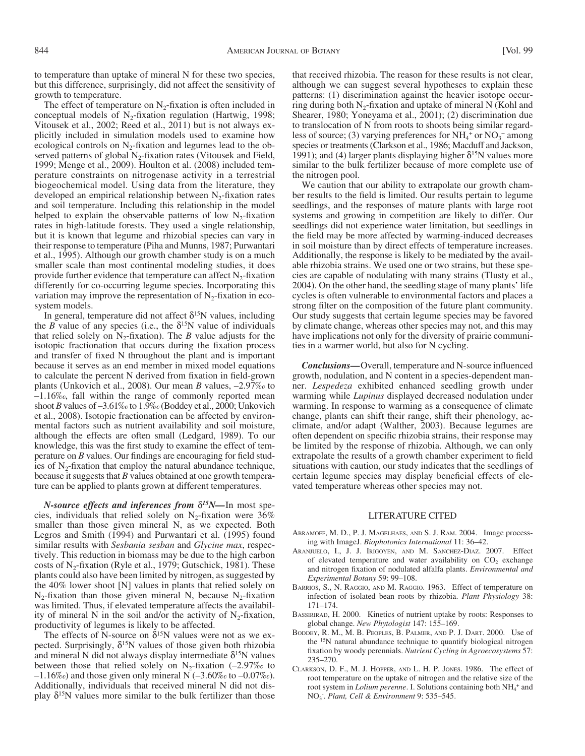to temperature than uptake of mineral N for these two species, but this difference, surprisingly, did not affect the sensitivity of growth to temperature.

The effect of temperature on $N_2$-fixation is often included in conceptual models of $N_2$-fixation regulation (Hartwig, 1998; Vitousek et al., 2002; Reed et al., 2011) but is not always explicitly included in simulation models used to examine how ecological controls on $N_2$-fixation and legumes lead to the observed patterns of global $N_2$-fixation rates (Vitousek and Field, 1999; Menge et al., 2009). Houlton et al. (2008) included temperature constraints on nitrogenase activity in a terrestrial biogeochemical model. Using data from the literature, they developed an empirical relationship between $N_2$-fixation rates and soil temperature. Including this relationship in the model helped to explain the observable patterns of low $N_2$-fixation rates in high-latitude forests. They used a single relationship, but it is known that legume and rhizobial species can vary in their response to temperature (Piha and Munns, 1987; Purwantari et al., 1995). Although our growth chamber study is on a much smaller scale than most continental modeling studies, it does provide further evidence that temperature can affect $N_2$-fixation differently for co-occurring legume species. Incorporating this variation may improve the representation of $N_2$-fixation in ecosystem models.

In general, temperature did not affect $\delta^{15}N$ values, including the *B* value of any species (i.e., the $\delta^{15}N$ value of individuals that relied solely on $N_2$-fixation). The *B* value adjusts for the isotopic fractionation that occurs during the fixation process and transfer of fixed N throughout the plant and is important because it serves as an end member in mixed model equations to calculate the percent N derived from fixation in field-grown plants (Unkovich et al., 2008). Our mean *B* values, –2.97‰ to –1.16‰, fall within the range of commonly reported mean shoot *B* values of –3.61‰ to 1.9‰ (Boddey et al., 2000; Unkovich et al., 2008). Isotopic fractionation can be affected by environmental factors such as nutrient availability and soil moisture, although the effects are often small (Ledgard, 1989). To our knowledge, this was the first study to examine the effect of temperature on *B* values. Our findings are encouraging for field studies of $N_2$-fixation that employ the natural abundance technique, because it suggests that *B* values obtained at one growth temperature can be applied to plants grown at different temperatures.

***N-source effects and inferences from $\delta^{15}N$***—In most species, individuals that relied solely on $N_2$-fixation were 36% smaller than those given mineral N, as we expected. Both Legros and Smith (1994) and Purwantari et al. (1995) found similar results with *Sesbania sesban* and *Glycine max*, respectively. This reduction in biomass may be due to the high carbon costs of $N_2$-fixation (Ryle et al., 1979; Gutschick, 1981). These plants could also have been limited by nitrogen, as suggested by the 40% lower shoot [N] values in plants that relied solely on $N_2$-fixation than those given mineral N, because $N_2$-fixation was limited. Thus, if elevated temperature affects the availability of mineral N in the soil and/or the activity of $N_2$-fixation, productivity of legumes is likely to be affected.

The effects of N-source on $\delta^{15}N$ values were not as we expected. Surprisingly, $\delta^{15}N$ values of those given both rhizobia and mineral N did not always display intermediate $\delta^{15}N$ values between those that relied solely on $N_2$-fixation (–2.97‰ to –1.16‰) and those given only mineral N (–3.60‰ to –0.07‰). Additionally, individuals that received mineral N did not display $\delta^{15}N$ values more similar to the bulk fertilizer than those that received rhizobia. The reason for these results is not clear, although we can suggest several hypotheses to explain these patterns: (1) discrimination against the heavier isotope occurring during both $N_2$-fixation and uptake of mineral N (Kohl and Shearer, 1980; Yoneyama et al., 2001); (2) discrimination due to translocation of N from roots to shoots being similar regardless of source; (3) varying preferences for $NH_4^+$ or $NO_3^-$ among species or treatments (Clarkson et al., 1986; Macduff and Jackson, 1991); and (4) larger plants displaying higher $\delta^{15}N$ values more similar to the bulk fertilizer because of more complete use of the nitrogen pool.

We caution that our ability to extrapolate our growth chamber results to the field is limited. Our results pertain to legume seedlings, and the responses of mature plants with large root systems and growing in competition are likely to differ. Our seedlings did not experience water limitation, but seedlings in the field may be more affected by warming-induced decreases in soil moisture than by direct effects of temperature increases. Additionally, the response is likely to be mediated by the available rhizobia strains. We used one or two strains, but these species are capable of nodulating with many strains (Tlusty et al., 2004). On the other hand, the seedling stage of many plants' life cycles is often vulnerable to environmental factors and places a strong filter on the composition of the future plant community. Our study suggests that certain legume species may be favored by climate change, whereas other species may not, and this may have implications not only for the diversity of prairie communities in a warmer world, but also for N cycling.

***Conclusions***—Overall, temperature and N-source influenced growth, nodulation, and N content in a species-dependent manner. *Lespedeza* exhibited enhanced seedling growth under warming while *Lupinus* displayed decreased nodulation under warming. In response to warming as a consequence of climate change, plants can shift their range, shift their phenology, acclimate, and/or adapt (Walther, 2003). Because legumes are often dependent on specific rhizobia strains, their response may be limited by the response of rhizobia. Although, we can only extrapolate the results of a growth chamber experiment to field situations with caution, our study indicates that the seedlings of certain legume species may display beneficial effects of elevated temperature whereas other species may not.

## LITERATURE CITED

Abramoff, M. D., P. J. Magelhaes, and S. J. Ram. 2004. Image processing with ImageJ. *Biophotonics International* 11: 36–42.

Aranjuelo, I., J. J. Irigoyen, and M. Sanchez-Diaz. 2007. Effect of elevated temperature and water availability on $CO_2$ exchange and nitrogen fixation of nodulated alfalfa plants. *Environmental and Experimental Botany* 59: 99–108.

Barrios, S., N. Raggio, and M. Raggio. 1963. Effect of temperature on infection of isolated bean roots by rhizobia. *Plant Physiology* 38: 171–174.

Bassirirad, H. 2000. Kinetics of nutrient uptake by roots: Responses to global change. *New Phytologist* 147: 155–169.

Boddey, R. M., M. B. Peoples, B. Palmer, and P. J. Dart. 2000. Use of the $^{15}N$ natural abundance technique to quantify biological nitrogen fixation by woody perennials. *Nutrient Cycling in Agroecosystems* 57: 235–270.

Clarkson, D. F., M. J. Hopper, and L. H. P. Jones. 1986. The effect of root temperature on the uptake of nitrogen and the relative size of the root system in *Lolium perenne*. I. Solutions containing both $NH_4^+$ and $NO_3^-$. *Plant, Cell & Environment* 9: 535–545.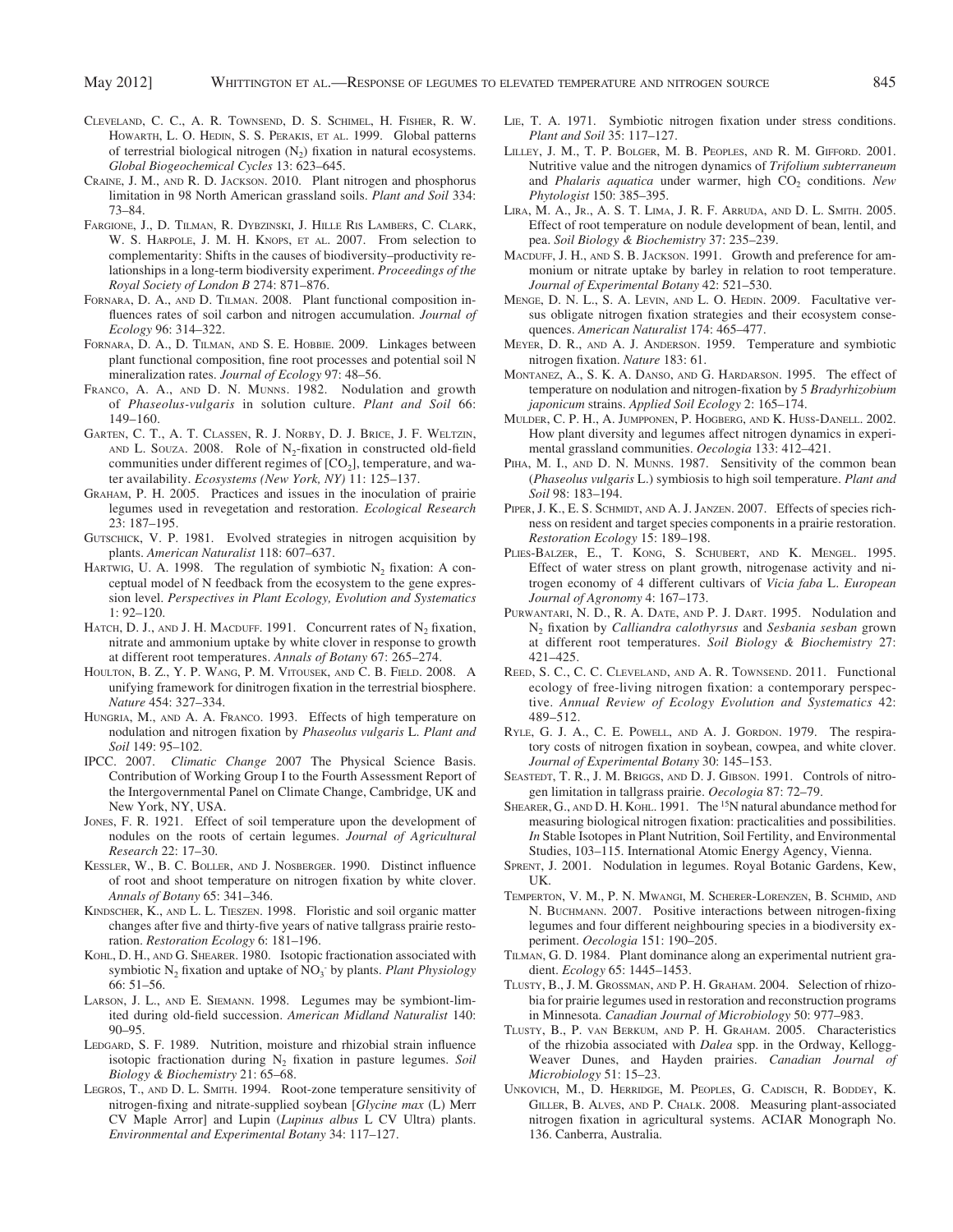Cleveland, C. C., A. R. Townsend, D. S. Schimel, H. Fisher, R. W. Howarth, L. O. Hedin, S. S. Perakis, et al. 1999. Global patterns of terrestrial biological nitrogen ($N_2$) fixation in natural ecosystems. *Global Biogeochemical Cycles* 13: 623–645.

Craine, J. M., and R. D. Jackson. 2010. Plant nitrogen and phosphorus limitation in 98 North American grassland soils. *Plant and Soil* 334: 73–84.

Fargione, J., D. Tilman, R. Dybzinski, J. Hille Ris Lambers, C. Clark, W. S. Harpole, J. M. H. Knops, et al. 2007. From selection to complementarity: Shifts in the causes of biodiversity–productivity relationships in a long-term biodiversity experiment. *Proceedings of the Royal Society of London B* 274: 871–876.

Fornara, D. A., and D. Tilman. 2008. Plant functional composition influences rates of soil carbon and nitrogen accumulation. *Journal of Ecology* 96: 314–322.

Fornara, D. A., D. Tilman, and S. E. Hobbie. 2009. Linkages between plant functional composition, fine root processes and potential soil N mineralization rates. *Journal of Ecology* 97: 48–56.

Franco, A. A., and D. N. Munns. 1982. Nodulation and growth of *Phaseolus-vulgaris* in solution culture. *Plant and Soil* 66: 149–160.

Garten, C. T., A. T. Classen, R. J. Norby, D. J. Brice, J. F. Weltzin, and L. Souza. 2008. Role of $N_2$-fixation in constructed old-field communities under different regimes of [$CO_2$], temperature, and water availability. *Ecosystems (New York, NY)* 11: 125–137.

Graham, P. H. 2005. Practices and issues in the inoculation of prairie legumes used in revegetation and restoration. *Ecological Research* 23: 187–195.

Gutschick, V. P. 1981. Evolved strategies in nitrogen acquisition by plants. *American Naturalist* 118: 607–637.

Hartwig, U. A. 1998. The regulation of symbiotic $N_2$ fixation: A conceptual model of N feedback from the ecosystem to the gene expression level. *Perspectives in Plant Ecology, Evolution and Systematics* 1: 92–120.

Hatch, D. J., and J. H. Macduff. 1991. Concurrent rates of $N_2$ fixation, nitrate and ammonium uptake by white clover in response to growth at different root temperatures. *Annals of Botany* 67: 265–274.

Houlton, B. Z., Y. P. Wang, P. M. Vitousek, and C. B. Field. 2008. A unifying framework for dinitrogen fixation in the terrestrial biosphere. *Nature* 454: 327–334.

Hungria, M., and A. A. Franco. 1993. Effects of high temperature on nodulation and nitrogen fixation by *Phaseolus vulgaris* L. *Plant and Soil* 149: 95–102.

IPCC. 2007. *Climatic Change* 2007 The Physical Science Basis. Contribution of Working Group I to the Fourth Assessment Report of the Intergovernmental Panel on Climate Change, Cambridge, UK and New York, NY, USA.

Jones, F. R. 1921. Effect of soil temperature upon the development of nodules on the roots of certain legumes. *Journal of Agricultural Research* 22: 17–30.

Kessler, W., B. C. Boller, and J. Nosberger. 1990. Distinct influence of root and shoot temperature on nitrogen fixation by white clover. *Annals of Botany* 65: 341–346.

Kindscher, K., and L. L. Tieszen. 1998. Floristic and soil organic matter changes after five and thirty-five years of native tallgrass prairie restoration. *Restoration Ecology* 6: 181–196.

Kohl, D. H., and G. Shearer. 1980. Isotopic fractionation associated with symbiotic $N_2$ fixation and uptake of $NO_3^-$ by plants. *Plant Physiology* 66: 51–56.

Larson, J. L., and E. Siemann. 1998. Legumes may be symbiont-limited during old-field succession. *American Midland Naturalist* 140: 90–95.

Ledgard, S. F. 1989. Nutrition, moisture and rhizobial strain influence isotopic fractionation during $N_2$ fixation in pasture legumes. *Soil Biology & Biochemistry* 21: 65–68.

Legros, T., and D. L. Smith. 1994. Root-zone temperature sensitivity of nitrogen-fixing and nitrate-supplied soybean [*Glycine max* (L) Merr CV Maple Arror] and Lupin (*Lupinus albus* L CV Ultra) plants. *Environmental and Experimental Botany* 34: 117–127.

Lie, T. A. 1971. Symbiotic nitrogen fixation under stress conditions. *Plant and Soil* 35: 117–127.

Lilley, J. M., T. P. Bolger, M. B. Peoples, and R. M. Gifford. 2001. Nutritive value and the nitrogen dynamics of *Trifolium subterraneum* and *Phalaris aquatica* under warmer, high $CO_2$ conditions. *New Phytologist* 150: 385–395.

Lira, M. A., Jr., A. S. T. Lima, J. R. F. Arruda, and D. L. Smith. 2005. Effect of root temperature on nodule development of bean, lentil, and pea. *Soil Biology & Biochemistry* 37: 235–239.

Macduff, J. H., and S. B. Jackson. 1991. Growth and preference for ammonium or nitrate uptake by barley in relation to root temperature. *Journal of Experimental Botany* 42: 521–530.

Menge, D. N. L., S. A. Levin, and L. O. Hedin. 2009. Facultative versus obligate nitrogen fixation strategies and their ecosystem consequences. *American Naturalist* 174: 465–477.

Meyer, D. R., and A. J. Anderson. 1959. Temperature and symbiotic nitrogen fixation. *Nature* 183: 61.

Montanez, A., S. K. A. Danso, and G. Hardarson. 1995. The effect of temperature on nodulation and nitrogen-fixation by 5 *Bradyrhizobium japonicum* strains. *Applied Soil Ecology* 2: 165–174.

Mulder, C. P. H., A. Jumpponen, P. Hogberg, and K. Huss-Danell. 2002. How plant diversity and legumes affect nitrogen dynamics in experimental grassland communities. *Oecologia* 133: 412–421.

Piha, M. I., and D. N. Munns. 1987. Sensitivity of the common bean (*Phaseolus vulgaris* L.) symbiosis to high soil temperature. *Plant and Soil* 98: 183–194.

Piper, J. K., E. S. Schmidt, and A. J. Janzen. 2007. Effects of species richness on resident and target species components in a prairie restoration. *Restoration Ecology* 15: 189–198.

Plies-Balzer, E., T. Kong, S. Schubert, and K. Mengel. 1995. Effect of water stress on plant growth, nitrogenase activity and nitrogen economy of 4 different cultivars of *Vicia faba* L. *European Journal of Agronomy* 4: 167–173.

Purwantari, N. D., R. A. Date, and P. J. Dart. 1995. Nodulation and $N_2$ fixation by *Calliandra calothyrsus* and *Sesbania sesban* grown at different root temperatures. *Soil Biology & Biochemistry* 27: 421–425.

Reed, S. C., C. C. Cleveland, and A. R. Townsend. 2011. Functional ecology of free-living nitrogen fixation: a contemporary perspective. *Annual Review of Ecology Evolution and Systematics* 42: 489–512.

Ryle, G. J. A., C. E. Powell, and A. J. Gordon. 1979. The respiratory costs of nitrogen fixation in soybean, cowpea, and white clover. *Journal of Experimental Botany* 30: 145–153.

Seastedt, T. R., J. M. Briggs, and D. J. Gibson. 1991. Controls of nitrogen limitation in tallgrass prairie. *Oecologia* 87: 72–79.

Shearer, G., and D. H. Kohl. 1991. The $^{15}N$ natural abundance method for measuring biological nitrogen fixation: practicalities and possibilities. *In* Stable Isotopes in Plant Nutrition, Soil Fertility, and Environmental Studies, 103–115. International Atomic Energy Agency, Vienna.

Sprent, J. 2001. Nodulation in legumes. Royal Botanic Gardens, Kew, UK.

Temperton, V. M., P. N. Mwangi, M. Scherer-Lorenzen, B. Schmid, and N. Buchmann. 2007. Positive interactions between nitrogen-fixing legumes and four different neighbouring species in a biodiversity experiment. *Oecologia* 151: 190–205.

Tilman, G. D. 1984. Plant dominance along an experimental nutrient gradient. *Ecology* 65: 1445–1453.

Tlusty, B., J. M. Grossman, and P. H. Graham. 2004. Selection of rhizobia for prairie legumes used in restoration and reconstruction programs in Minnesota. *Canadian Journal of Microbiology* 50: 977–983.

Tlusty, B., P. van Berkum, and P. H. Graham. 2005. Characteristics of the rhizobia associated with *Dalea* spp. in the Ordway, Kellogg-Weaver Dunes, and Hayden prairies. *Canadian Journal of Microbiology* 51: 15–23.

Unkovich, M., D. Herridge, M. Peoples, G. Cadisch, R. Boddey, K. Giller, B. Alves, and P. Chalk. 2008. Measuring plant-associated nitrogen fixation in agricultural systems. ACIAR Monograph No. 136. Canberra, Australia.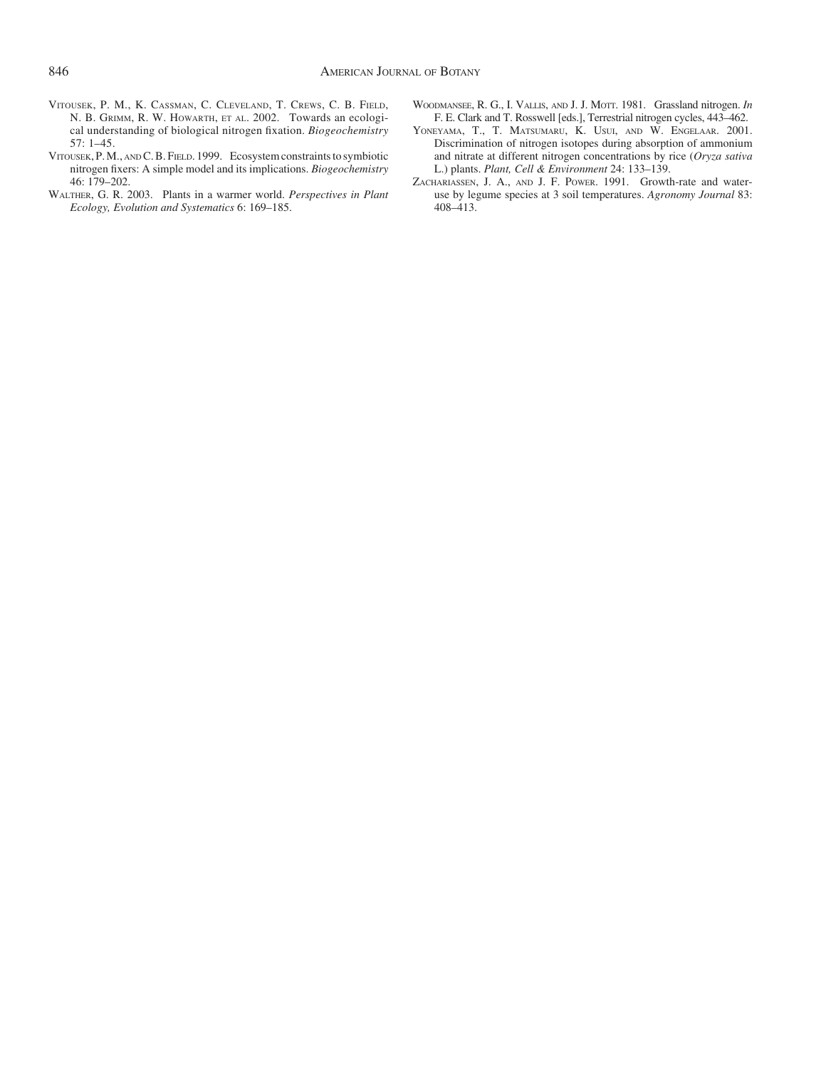Vitousek, P. M., K. Cassman, C. Cleveland, T. Crews, C. B. Field, N. B. Grimm, R. W. Howarth, et al. 2002. Towards an ecological understanding of biological nitrogen fixation. *Biogeochemistry* 57: 1–45.

Vitousek, P. M., and C. B. Field. 1999. Ecosystem constraints to symbiotic nitrogen fixers: A simple model and its implications. *Biogeochemistry* 46: 179–202.

Walther, G. R. 2003. Plants in a warmer world. *Perspectives in Plant Ecology, Evolution and Systematics* 6: 169–185.

Woodmansee, R. G., I. Vallis, and J. J. Mott. 1981. Grassland nitrogen. *In* F. E. Clark and T. Rosswell [eds.], Terrestrial nitrogen cycles, 443–462.

Yoneyama, T., T. Matsumaru, K. Usui, and W. Engelaar. 2001. Discrimination of nitrogen isotopes during absorption of ammonium and nitrate at different nitrogen concentrations by rice (*Oryza sativa* L.) plants. *Plant, Cell & Environment* 24: 133–139.

Zachariassen, J. A., and J. F. Power. 1991. Growth-rate and water-use by legume species at 3 soil temperatures. *Agronomy Journal* 83: 408–413.